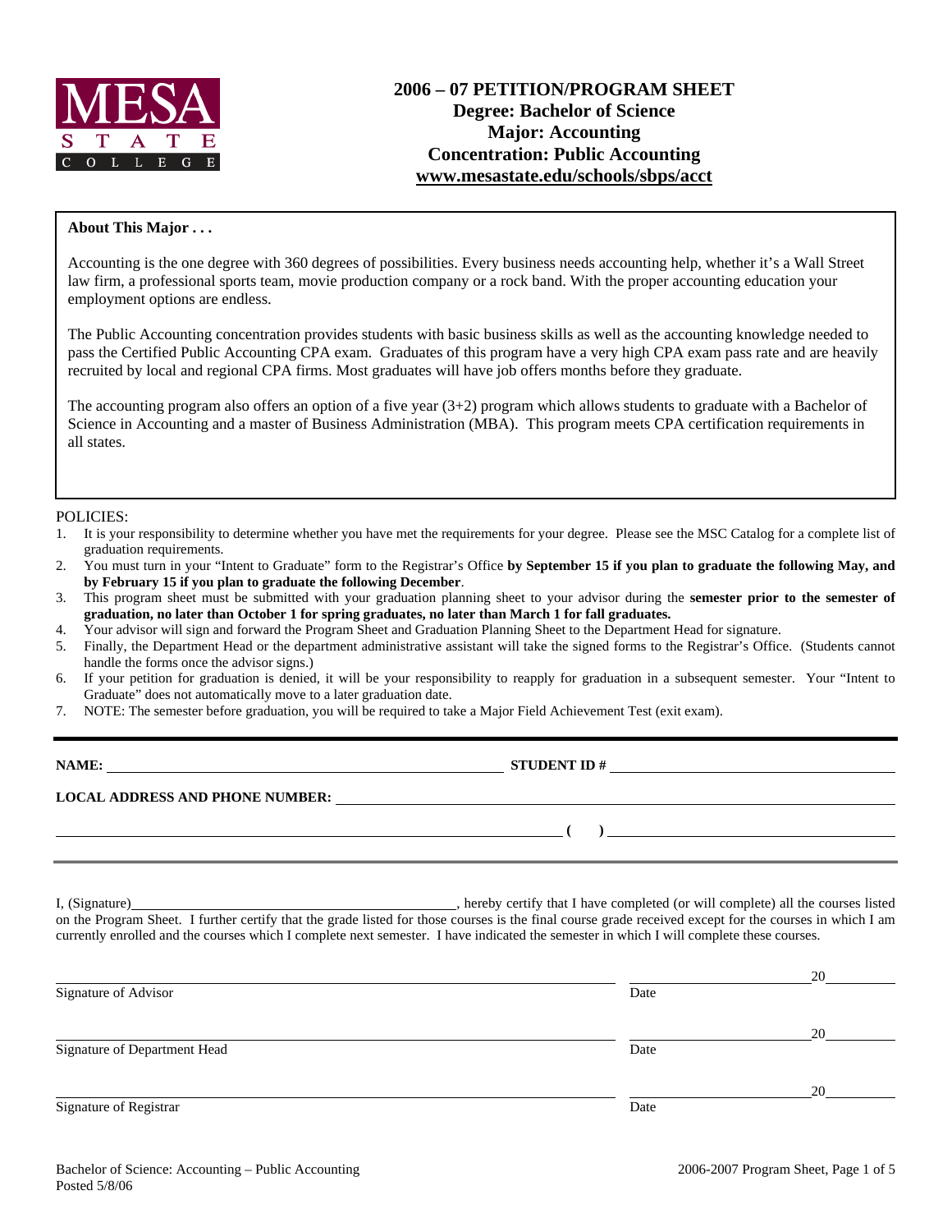MESA STATE COLLEGE

# 2006 – 07 PETITION/PROGRAM SHEET
## Degree: Bachelor of Science
## Major: Accounting
## Concentration: Public Accounting
## www.mesastate.edu/schools/sbps/acct

**About This Major . . .**

Accounting is the one degree with 360 degrees of possibilities. Every business needs accounting help, whether it's a Wall Street law firm, a professional sports team, movie production company or a rock band. With the proper accounting education your employment options are endless.

The Public Accounting concentration provides students with basic business skills as well as the accounting knowledge needed to pass the Certified Public Accounting CPA exam. Graduates of this program have a very high CPA exam pass rate and are heavily recruited by local and regional CPA firms. Most graduates will have job offers months before they graduate.

The accounting program also offers an option of a five year (3+2) program which allows students to graduate with a Bachelor of Science in Accounting and a master of Business Administration (MBA). This program meets CPA certification requirements in all states.

POLICIES:

1. It is your responsibility to determine whether you have met the requirements for your degree. Please see the MSC Catalog for a complete list of graduation requirements.
2. You must turn in your "Intent to Graduate" form to the Registrar's Office **by September 15 if you plan to graduate the following May, and by February 15 if you plan to graduate the following December**.
3. This program sheet must be submitted with your graduation planning sheet to your advisor during the **semester prior to the semester of graduation, no later than October 1 for spring graduates, no later than March 1 for fall graduates.**
4. Your advisor will sign and forward the Program Sheet and Graduation Planning Sheet to the Department Head for signature.
5. Finally, the Department Head or the department administrative assistant will take the signed forms to the Registrar's Office. (Students cannot handle the forms once the advisor signs.)
6. If your petition for graduation is denied, it will be your responsibility to reapply for graduation in a subsequent semester. Your "Intent to Graduate" does not automatically move to a later graduation date.
7. NOTE: The semester before graduation, you will be required to take a Major Field Achievement Test (exit exam).

**NAME:** ______________________________ **STUDENT ID #** ______________________________

**LOCAL ADDRESS AND PHONE NUMBER:** ______________________________

______________________________ **( )** ______________________________

I, (Signature)______________________________, hereby certify that I have completed (or will complete) all the courses listed on the Program Sheet. I further certify that the grade listed for those courses is the final course grade received except for the courses in which I am currently enrolled and the courses which I complete next semester. I have indicated the semester in which I will complete these courses.

______________________________ ______________ 20______
Signature of Advisor Date

______________________________ ______________ 20______
Signature of Department Head Date

______________________________ ______________ 20______
Signature of Registrar Date

Bachelor of Science: Accounting – Public Accounting
Posted 5/8/06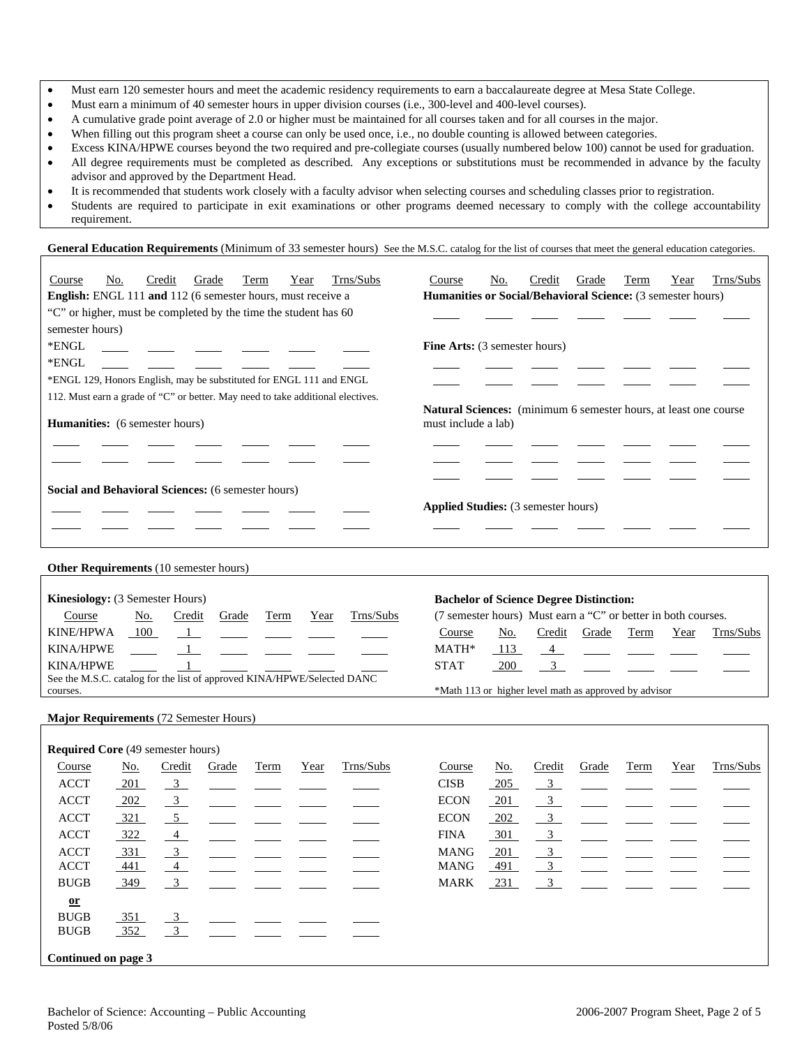- Must earn 120 semester hours and meet the academic residency requirements to earn a baccalaureate degree at Mesa State College.
- Must earn a minimum of 40 semester hours in upper division courses (i.e., 300-level and 400-level courses).
- A cumulative grade point average of 2.0 or higher must be maintained for all courses taken and for all courses in the major.
- When filling out this program sheet a course can only be used once, i.e., no double counting is allowed between categories.
- Excess KINA/HPWE courses beyond the two required and pre-collegiate courses (usually numbered below 100) cannot be used for graduation.
- All degree requirements must be completed as described. Any exceptions or substitutions must be recommended in advance by the faculty advisor and approved by the Department Head.
- It is recommended that students work closely with a faculty advisor when selecting courses and scheduling classes prior to registration.
- Students are required to participate in exit examinations or other programs deemed necessary to comply with the college accountability requirement.

**General Education Requirements** (Minimum of 33 semester hours) See the M.S.C. catalog for the list of courses that meet the general education categories.

**English:** ENGL 111 **and** 112 (6 semester hours, must receive a "C" or higher, must be completed by the time the student has 60 semester hours)

| Course | No. | Credit | Grade | Term | Year | Trns/Subs |
|---|---|---|---|---|---|---|
| *ENGL | | | | | | |
| *ENGL | | | | | | |

*ENGL 129, Honors English, may be substituted for ENGL 111 and ENGL 112. Must earn a grade of "C" or better. May need to take additional electives.

**Humanities:** (6 semester hours)

| Course | No. | Credit | Grade | Term | Year | Trns/Subs |
|---|---|---|---|---|---|---|
| | | | | | | |
| | | | | | | |

**Social and Behavioral Sciences:** (6 semester hours)

| Course | No. | Credit | Grade | Term | Year | Trns/Subs |
|---|---|---|---|---|---|---|
| | | | | | | |
| | | | | | | |

**Humanities or Social/Behavioral Science:** (3 semester hours)

| Course | No. | Credit | Grade | Term | Year | Trns/Subs |
|---|---|---|---|---|---|---|
| | | | | | | |

**Fine Arts:** (3 semester hours)

| Course | No. | Credit | Grade | Term | Year | Trns/Subs |
|---|---|---|---|---|---|---|
| | | | | | | |
| | | | | | | |

**Natural Sciences:** (minimum 6 semester hours, at least one course must include a lab)

| Course | No. | Credit | Grade | Term | Year | Trns/Subs |
|---|---|---|---|---|---|---|
| | | | | | | |
| | | | | | | |
| | | | | | | |

**Applied Studies:** (3 semester hours)

| Course | No. | Credit | Grade | Term | Year | Trns/Subs |
|---|---|---|---|---|---|---|
| | | | | | | |

**Other Requirements** (10 semester hours)

**Kinesiology:** (3 Semester Hours)

| Course | No. | Credit | Grade | Term | Year | Trns/Subs |
|---|---|---|---|---|---|---|
| KINE/HPWA | 100 | 1 | | | | |
| KINA/HPWE | | 1 | | | | |
| KINA/HPWE | | 1 | | | | |

See the M.S.C. catalog for the list of approved KINA/HPWE/Selected DANC courses.

**Bachelor of Science Degree Distinction:**
(7 semester hours) Must earn a "C" or better in both courses.

| Course | No. | Credit | Grade | Term | Year | Trns/Subs |
|---|---|---|---|---|---|---|
| MATH* | 113 | 4 | | | | |
| STAT | 200 | 3 | | | | |

*Math 113 or higher level math as approved by advisor

**Major Requirements** (72 Semester Hours)

**Required Core** (49 semester hours)

| Course | No. | Credit | Grade | Term | Year | Trns/Subs |
|---|---|---|---|---|---|---|
| ACCT | 201 | 3 | | | | |
| ACCT | 202 | 3 | | | | |
| ACCT | 321 | 5 | | | | |
| ACCT | 322 | 4 | | | | |
| ACCT | 331 | 3 | | | | |
| ACCT | 441 | 4 | | | | |
| BUGB | 349 | 3 | | | | |
| **or** | | | | | | |
| BUGB | 351 | 3 | | | | |
| BUGB | 352 | 3 | | | | |
| CISB | 205 | 3 | | | | |
| ECON | 201 | 3 | | | | |
| ECON | 202 | 3 | | | | |
| FINA | 301 | 3 | | | | |
| MANG | 201 | 3 | | | | |
| MANG | 491 | 3 | | | | |
| MARK | 231 | 3 | | | | |

**Continued on page 3**

Bachelor of Science: Accounting – Public Accounting
Posted 5/8/06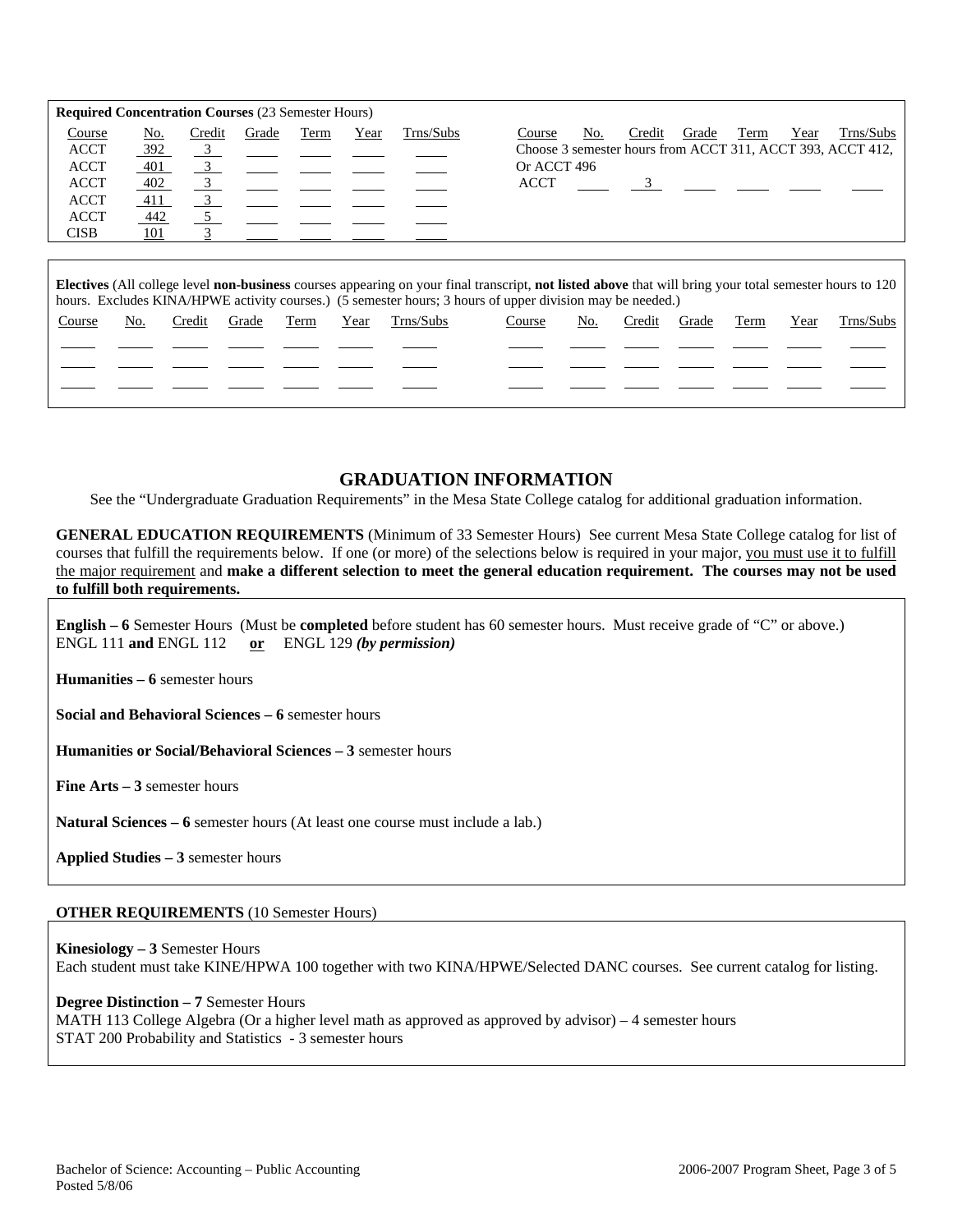**Required Concentration Courses** (23 Semester Hours)

| Course | No. | Credit | Grade | Term | Year | Trns/Subs |
|---|---|---|---|---|---|---|
| ACCT | 392 | 3 | | | | |
| ACCT | 401 | 3 | | | | |
| ACCT | 402 | 3 | | | | |
| ACCT | 411 | 3 | | | | |
| ACCT | 442 | 5 | | | | |
| CISB | 101 | 3 | | | | |

Choose 3 semester hours from ACCT 311, ACCT 393, ACCT 412, Or ACCT 496

| Course | No. | Credit | Grade | Term | Year | Trns/Subs |
|---|---|---|---|---|---|---|
| ACCT | | 3 | | | | |

**Electives** (All college level **non-business** courses appearing on your final transcript, **not listed above** that will bring your total semester hours to 120 hours. Excludes KINA/HPWE activity courses.) (5 semester hours; 3 hours of upper division may be needed.)

| Course | No. | Credit | Grade | Term | Year | Trns/Subs | Course | No. | Credit | Grade | Term | Year | Trns/Subs |
|---|---|---|---|---|---|---|---|---|---|---|---|---|---|
| | | | | | | | | | | | | | |
| | | | | | | | | | | | | | |
| | | | | | | | | | | | | | |

## GRADUATION INFORMATION

See the "Undergraduate Graduation Requirements" in the Mesa State College catalog for additional graduation information.

**GENERAL EDUCATION REQUIREMENTS** (Minimum of 33 Semester Hours) See current Mesa State College catalog for list of courses that fulfill the requirements below. If one (or more) of the selections below is required in your major, you must use it to fulfill the major requirement and **make a different selection to meet the general education requirement. The courses may not be used to fulfill both requirements.**

**English – 6** Semester Hours (Must be **completed** before student has 60 semester hours. Must receive grade of "C" or above.)
ENGL 111 **and** ENGL 112 **or** ENGL 129 ***(by permission)***

**Humanities – 6** semester hours

**Social and Behavioral Sciences – 6** semester hours

**Humanities or Social/Behavioral Sciences – 3** semester hours

**Fine Arts – 3** semester hours

**Natural Sciences – 6** semester hours (At least one course must include a lab.)

**Applied Studies – 3** semester hours

**OTHER REQUIREMENTS** (10 Semester Hours)

**Kinesiology – 3** Semester Hours
Each student must take KINE/HPWA 100 together with two KINA/HPWE/Selected DANC courses. See current catalog for listing.

**Degree Distinction – 7** Semester Hours
MATH 113 College Algebra (Or a higher level math as approved as approved by advisor) – 4 semester hours
STAT 200 Probability and Statistics - 3 semester hours

Bachelor of Science: Accounting – Public Accounting
Posted 5/8/06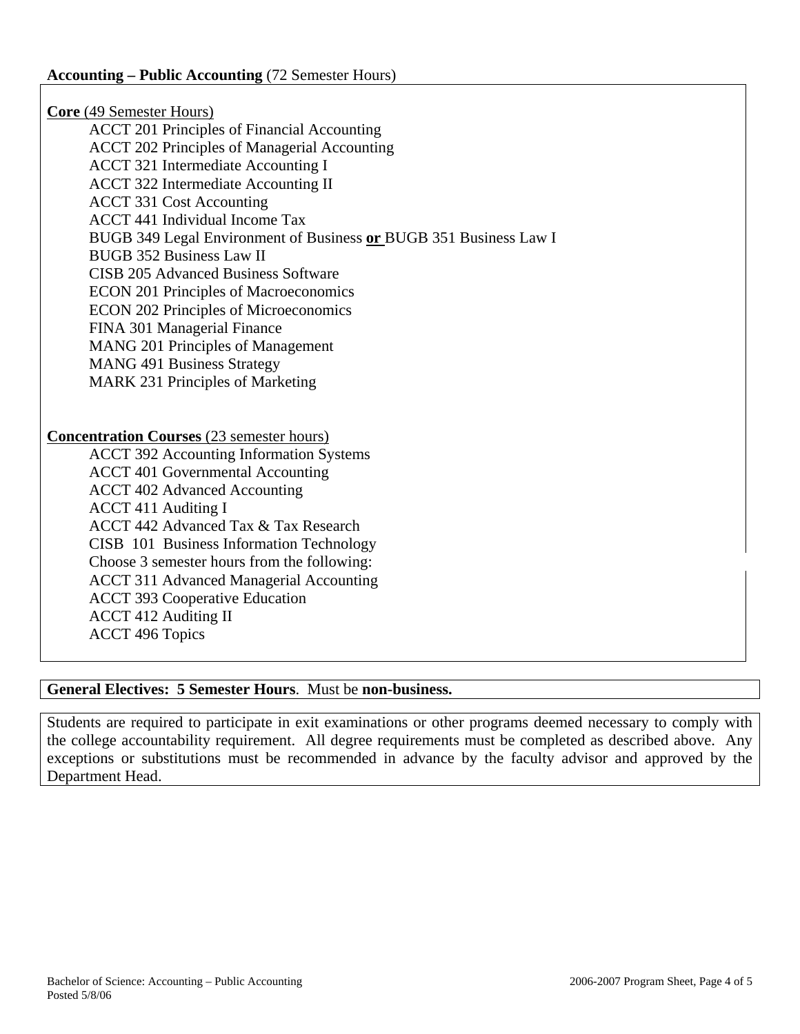**Accounting – Public Accounting** (72 Semester Hours)

**Core** (49 Semester Hours)

- ACCT 201 Principles of Financial Accounting
- ACCT 202 Principles of Managerial Accounting
- ACCT 321 Intermediate Accounting I
- ACCT 322 Intermediate Accounting II
- ACCT 331 Cost Accounting
- ACCT 441 Individual Income Tax
- BUGB 349 Legal Environment of Business **or** BUGB 351 Business Law I
- BUGB 352 Business Law II
- CISB 205 Advanced Business Software
- ECON 201 Principles of Macroeconomics
- ECON 202 Principles of Microeconomics
- FINA 301 Managerial Finance
- MANG 201 Principles of Management
- MANG 491 Business Strategy
- MARK 231 Principles of Marketing

**Concentration Courses** (23 semester hours)

- ACCT 392 Accounting Information Systems
- ACCT 401 Governmental Accounting
- ACCT 402 Advanced Accounting
- ACCT 411 Auditing I
- ACCT 442 Advanced Tax & Tax Research
- CISB 101 Business Information Technology
- Choose 3 semester hours from the following:
  - ACCT 311 Advanced Managerial Accounting
  - ACCT 393 Cooperative Education
  - ACCT 412 Auditing II
  - ACCT 496 Topics

**General Electives: 5 Semester Hours**. Must be **non-business.**

Students are required to participate in exit examinations or other programs deemed necessary to comply with the college accountability requirement. All degree requirements must be completed as described above. Any exceptions or substitutions must be recommended in advance by the faculty advisor and approved by the Department Head.

Bachelor of Science: Accounting – Public Accounting
Posted 5/8/06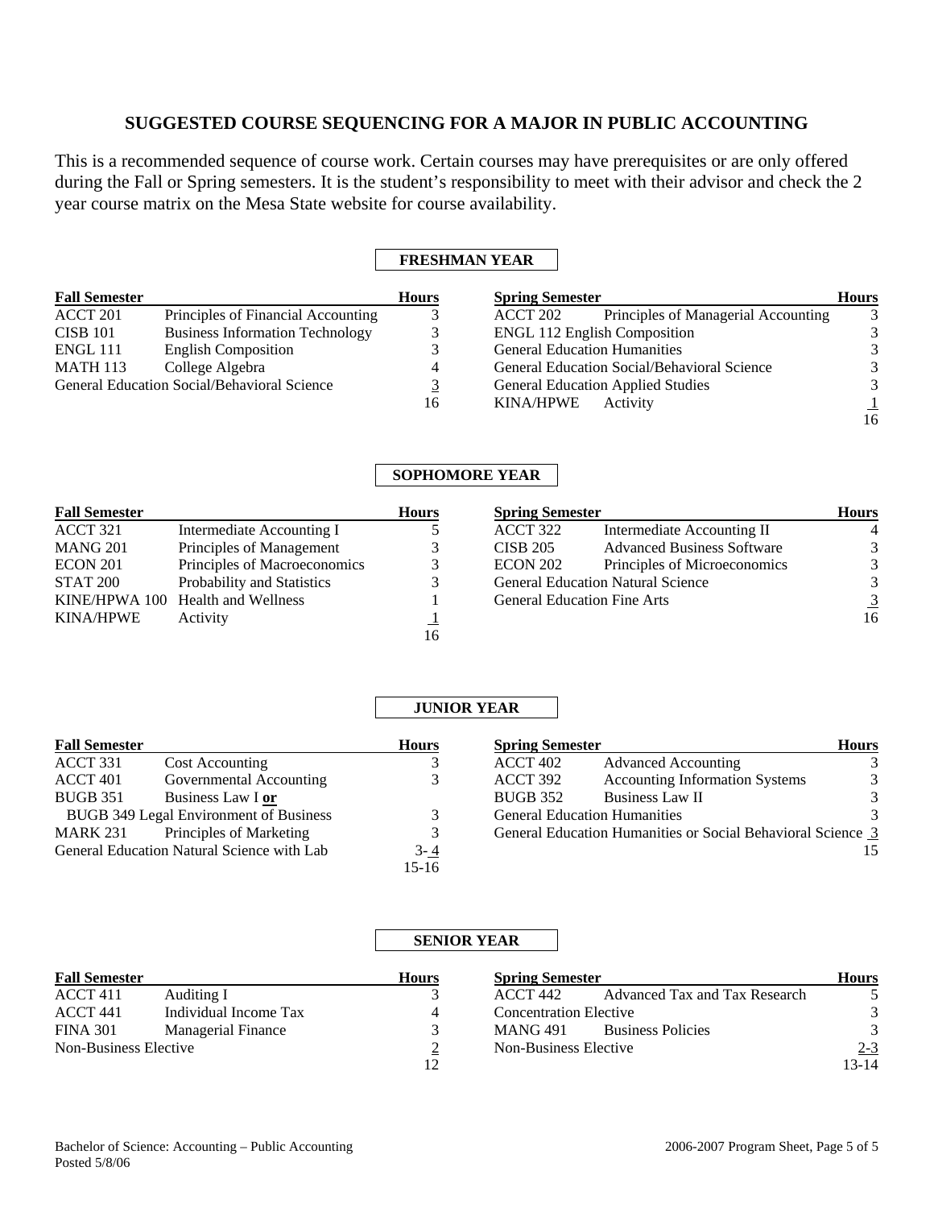## SUGGESTED COURSE SEQUENCING FOR A MAJOR IN PUBLIC ACCOUNTING

This is a recommended sequence of course work. Certain courses may have prerequisites or are only offered during the Fall or Spring semesters. It is the student's responsibility to meet with their advisor and check the 2 year course matrix on the Mesa State website for course availability.

### FRESHMAN YEAR

| Fall Semester | | Hours |
|---|---|---|
| ACCT 201 | Principles of Financial Accounting | 3 |
| CISB 101 | Business Information Technology | 3 |
| ENGL 111 | English Composition | 3 |
| MATH 113 | College Algebra | 4 |
| General Education Social/Behavioral Science | | 3 |
| | | 16 |

| Spring Semester | | Hours |
|---|---|---|
| ACCT 202 | Principles of Managerial Accounting | 3 |
| ENGL 112 English Composition | | 3 |
| General Education Humanities | | 3 |
| General Education Social/Behavioral Science | | 3 |
| General Education Applied Studies | | 3 |
| KINA/HPWE | Activity | 1 |
| | | 16 |

### SOPHOMORE YEAR

| Fall Semester | | Hours |
|---|---|---|
| ACCT 321 | Intermediate Accounting I | 5 |
| MANG 201 | Principles of Management | 3 |
| ECON 201 | Principles of Macroeconomics | 3 |
| STAT 200 | Probability and Statistics | 3 |
| KINE/HPWA 100 | Health and Wellness | 1 |
| KINA/HPWE | Activity | 1 |
| | | 16 |

| Spring Semester | | Hours |
|---|---|---|
| ACCT 322 | Intermediate Accounting II | 4 |
| CISB 205 | Advanced Business Software | 3 |
| ECON 202 | Principles of Microeconomics | 3 |
| General Education Natural Science | | 3 |
| General Education Fine Arts | | 3 |
| | | 16 |

### JUNIOR YEAR

| Fall Semester | | Hours |
|---|---|---|
| ACCT 331 | Cost Accounting | 3 |
| ACCT 401 | Governmental Accounting | 3 |
| BUGB 351 | Business Law I **or** | |
| BUGB 349 Legal Environment of Business | | 3 |
| MARK 231 | Principles of Marketing | 3 |
| General Education Natural Science with Lab | | 3-4 |
| | | 15-16 |

| Spring Semester | | Hours |
|---|---|---|
| ACCT 402 | Advanced Accounting | 3 |
| ACCT 392 | Accounting Information Systems | 3 |
| BUGB 352 | Business Law II | 3 |
| General Education Humanities | | 3 |
| General Education Humanities or Social Behavioral Science | | 3 |
| | | 15 |

### SENIOR YEAR

| Fall Semester | | Hours |
|---|---|---|
| ACCT 411 | Auditing I | 3 |
| ACCT 441 | Individual Income Tax | 4 |
| FINA 301 | Managerial Finance | 3 |
| Non-Business Elective | | 2 |
| | | 12 |

| Spring Semester | | Hours |
|---|---|---|
| ACCT 442 | Advanced Tax and Tax Research | 5 |
| Concentration Elective | | 3 |
| MANG 491 | Business Policies | 3 |
| Non-Business Elective | | 2-3 |
| | | 13-14 |

Bachelor of Science: Accounting – Public Accounting
Posted 5/8/06